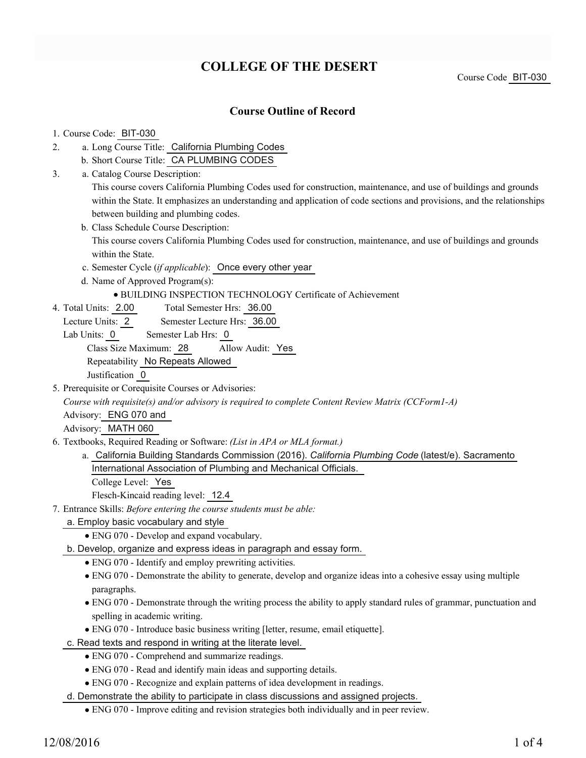# COLLEGE OF THE DESERT

Course Code BIT-030

## Course Outline of Record

1. Course Code: BIT-030
2. a. Long Course Title: California Plumbing Codes
   b. Short Course Title: CA PLUMBING CODES
3. a. Catalog Course Description:
   This course covers California Plumbing Codes used for construction, maintenance, and use of buildings and grounds within the State. It emphasizes an understanding and application of code sections and provisions, and the relationships between building and plumbing codes.
   b. Class Schedule Course Description:
   This course covers California Plumbing Codes used for construction, maintenance, and use of buildings and grounds within the State.
   c. Semester Cycle (*if applicable*): Once every other year
   d. Name of Approved Program(s):
      - BUILDING INSPECTION TECHNOLOGY Certificate of Achievement
4. Total Units: 2.00 Total Semester Hrs: 36.00
   Lecture Units: 2 Semester Lecture Hrs: 36.00
   Lab Units: 0 Semester Lab Hrs: 0
   Class Size Maximum: 28 Allow Audit: Yes
   Repeatability No Repeats Allowed
   Justification 0
5. Prerequisite or Corequisite Courses or Advisories:
   *Course with requisite(s) and/or advisory is required to complete Content Review Matrix (CCForm1-A)*
   Advisory: ENG 070 and
   Advisory: MATH 060
6. Textbooks, Required Reading or Software: *(List in APA or MLA format.)*
   a. California Building Standards Commission (2016). *California Plumbing Code* (latest/e). Sacramento International Association of Plumbing and Mechanical Officials.
      College Level: Yes
      Flesch-Kincaid reading level: 12.4
7. Entrance Skills: *Before entering the course students must be able:*
   a. Employ basic vocabulary and style
      - ENG 070 - Develop and expand vocabulary.
   b. Develop, organize and express ideas in paragraph and essay form.
      - ENG 070 - Identify and employ prewriting activities.
      - ENG 070 - Demonstrate the ability to generate, develop and organize ideas into a cohesive essay using multiple paragraphs.
      - ENG 070 - Demonstrate through the writing process the ability to apply standard rules of grammar, punctuation and spelling in academic writing.
      - ENG 070 - Introduce basic business writing [letter, resume, email etiquette].
   c. Read texts and respond in writing at the literate level.
      - ENG 070 - Comprehend and summarize readings.
      - ENG 070 - Read and identify main ideas and supporting details.
      - ENG 070 - Recognize and explain patterns of idea development in readings.
   d. Demonstrate the ability to participate in class discussions and assigned projects.
      - ENG 070 - Improve editing and revision strategies both individually and in peer review.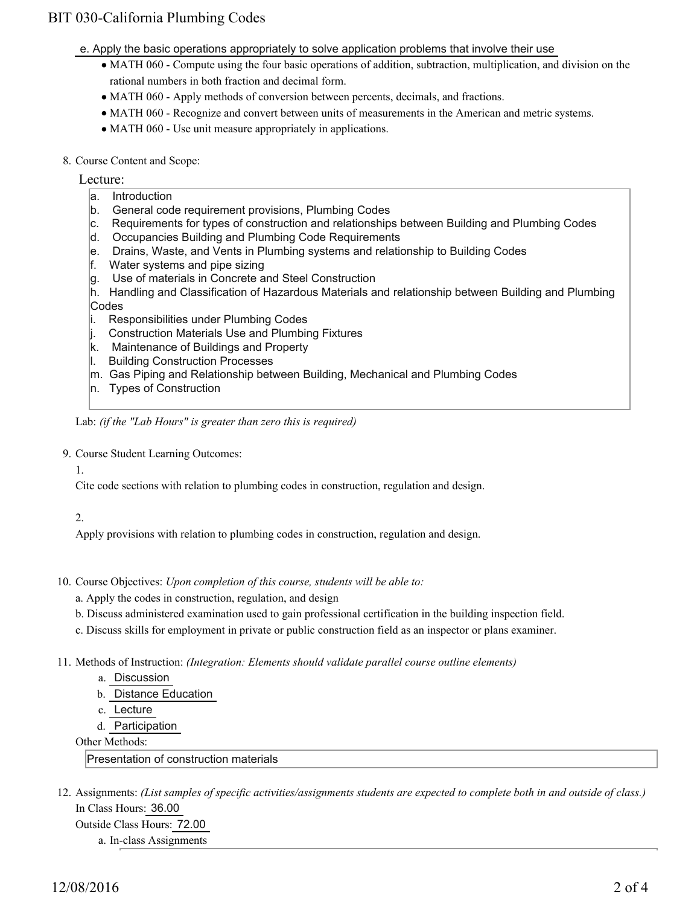e. Apply the basic operations appropriately to solve application problems that involve their use

- MATH 060 - Compute using the four basic operations of addition, subtraction, multiplication, and division on the rational numbers in both fraction and decimal form.
- MATH 060 - Apply methods of conversion between percents, decimals, and fractions.
- MATH 060 - Recognize and convert between units of measurements in the American and metric systems.
- MATH 060 - Use unit measure appropriately in applications.

8. Course Content and Scope:

Lecture:

a. Introduction
b. General code requirement provisions, Plumbing Codes
c. Requirements for types of construction and relationships between Building and Plumbing Codes
d. Occupancies Building and Plumbing Code Requirements
e. Drains, Waste, and Vents in Plumbing systems and relationship to Building Codes
f. Water systems and pipe sizing
g. Use of materials in Concrete and Steel Construction
h. Handling and Classification of Hazardous Materials and relationship between Building and Plumbing Codes
i. Responsibilities under Plumbing Codes
j. Construction Materials Use and Plumbing Fixtures
k. Maintenance of Buildings and Property
l. Building Construction Processes
m. Gas Piping and Relationship between Building, Mechanical and Plumbing Codes
n. Types of Construction

Lab: *(if the "Lab Hours" is greater than zero this is required)*

9. Course Student Learning Outcomes:

1.

Cite code sections with relation to plumbing codes in construction, regulation and design.

2.

Apply provisions with relation to plumbing codes in construction, regulation and design.

10. Course Objectives: *Upon completion of this course, students will be able to:*

a. Apply the codes in construction, regulation, and design
b. Discuss administered examination used to gain professional certification in the building inspection field.
c. Discuss skills for employment in private or public construction field as an inspector or plans examiner.

11. Methods of Instruction: *(Integration: Elements should validate parallel course outline elements)*

a. Discussion
b. Distance Education
c. Lecture
d. Participation

Other Methods:

Presentation of construction materials

12. Assignments: *(List samples of specific activities/assignments students are expected to complete both in and outside of class.)*

In Class Hours: 36.00

Outside Class Hours: 72.00

a. In-class Assignments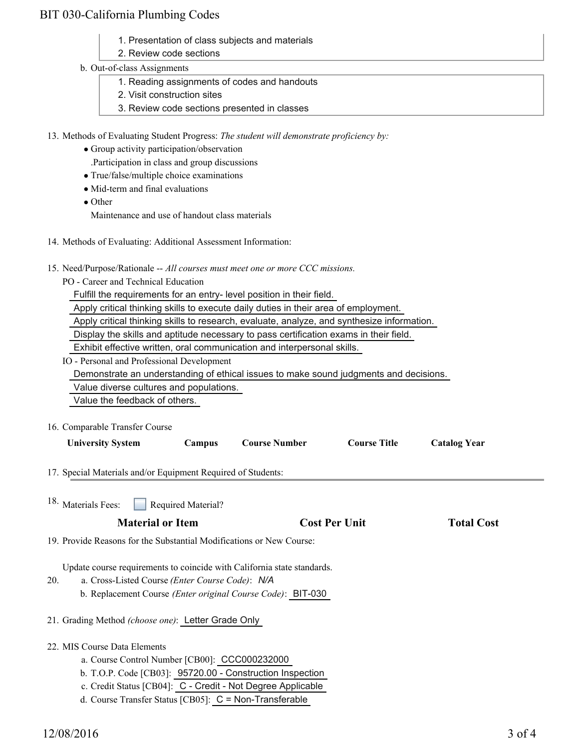1. Presentation of class subjects and materials
2. Review code sections

b. Out-of-class Assignments

1. Reading assignments of codes and handouts
2. Visit construction sites
3. Review code sections presented in classes

13. Methods of Evaluating Student Progress: *The student will demonstrate proficiency by:*
    - Group activity participation/observation
      .Participation in class and group discussions
    - True/false/multiple choice examinations
    - Mid-term and final evaluations
    - Other
      Maintenance and use of handout class materials

14. Methods of Evaluating: Additional Assessment Information:

15. Need/Purpose/Rationale -- *All courses must meet one or more CCC missions.*

    PO - Career and Technical Education

    Fulfill the requirements for an entry- level position in their field.

    Apply critical thinking skills to execute daily duties in their area of employment.

    Apply critical thinking skills to research, evaluate, analyze, and synthesize information.

    Display the skills and aptitude necessary to pass certification exams in their field.

    Exhibit effective written, oral communication and interpersonal skills.

    IO - Personal and Professional Development

    Demonstrate an understanding of ethical issues to make sound judgments and decisions.

    Value diverse cultures and populations.

    Value the feedback of others.

16. Comparable Transfer Course

| University System | Campus | Course Number | Course Title | Catalog Year |
|---|---|---|---|---|

17. Special Materials and/or Equipment Required of Students:

18. Materials Fees: ☐ Required Material?

| Material or Item | Cost Per Unit | Total Cost |
|---|---|---|

19. Provide Reasons for the Substantial Modifications or New Course:

    Update course requirements to coincide with California state standards.

20. a. Cross-Listed Course *(Enter Course Code)*: *N/A*

    b. Replacement Course *(Enter original Course Code)*: BIT-030

21. Grading Method *(choose one)*: Letter Grade Only

22. MIS Course Data Elements

    a. Course Control Number [CB00]: CCC000232000

    b. T.O.P. Code [CB03]: 95720.00 - Construction Inspection

    c. Credit Status [CB04]: C - Credit - Not Degree Applicable

    d. Course Transfer Status [CB05]: C = Non-Transferable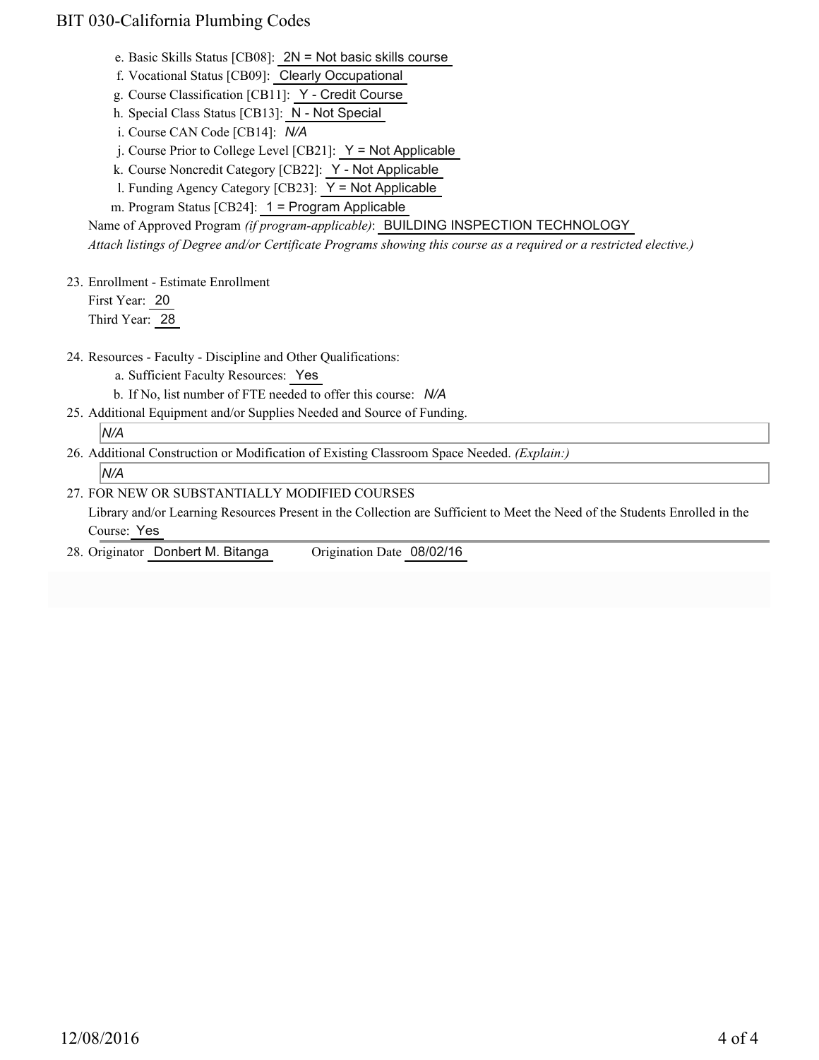e. Basic Skills Status [CB08]: 2N = Not basic skills course
f. Vocational Status [CB09]: Clearly Occupational
g. Course Classification [CB11]: Y - Credit Course
h. Special Class Status [CB13]: N - Not Special
i. Course CAN Code [CB14]: *N/A*
j. Course Prior to College Level [CB21]: Y = Not Applicable
k. Course Noncredit Category [CB22]: Y - Not Applicable
l. Funding Agency Category [CB23]: Y = Not Applicable
m. Program Status [CB24]: 1 = Program Applicable

Name of Approved Program *(if program-applicable)*: BUILDING INSPECTION TECHNOLOGY

*Attach listings of Degree and/or Certificate Programs showing this course as a required or a restricted elective.)*

23. Enrollment - Estimate Enrollment

    First Year: 20

    Third Year: 28

24. Resources - Faculty - Discipline and Other Qualifications:
    a. Sufficient Faculty Resources: Yes
    b. If No, list number of FTE needed to offer this course: *N/A*
25. Additional Equipment and/or Supplies Needed and Source of Funding.

    *N/A*
26. Additional Construction or Modification of Existing Classroom Space Needed. *(Explain:)*

    *N/A*
27. FOR NEW OR SUBSTANTIALLY MODIFIED COURSES

    Library and/or Learning Resources Present in the Collection are Sufficient to Meet the Need of the Students Enrolled in the Course: Yes
28. Originator Donbert M. Bitanga Origination Date 08/02/16